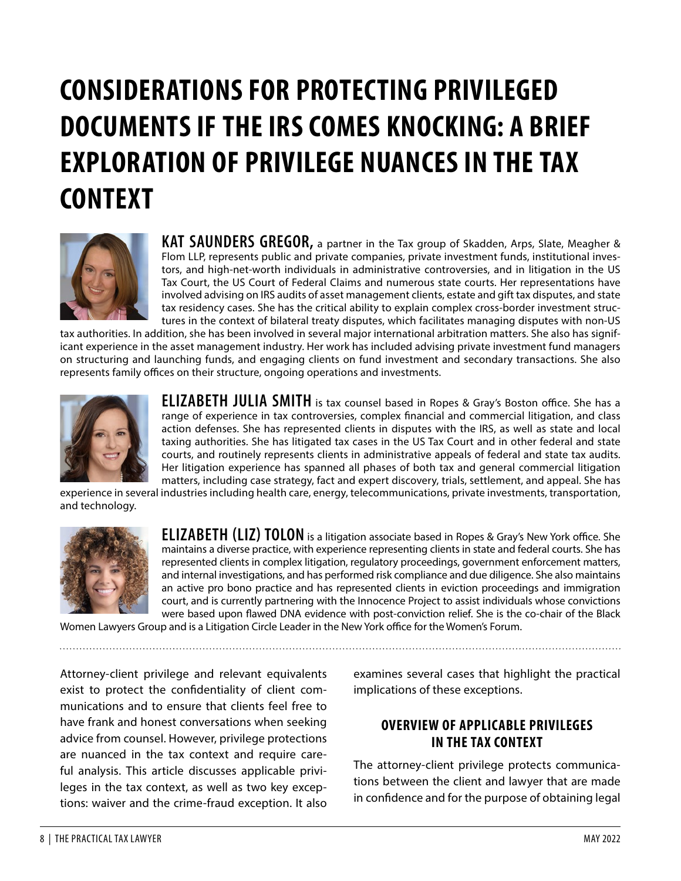# CONSIDERATIONS FOR PROTECTING PRIVILEGED DOCUMENTS IF THE IRS COMES KNOCKING: A BRIEF EXPLORATION OF PRIVILEGE NUANCES IN THE TAX CONTEXT

**KAT SAUNDERS GREGOR,** a partner in the Tax group of Skadden, Arps, Slate, Meagher & Flom LLP, represents public and private companies, private investment funds, institutional investors, and high-net-worth individuals in administrative controversies, and in litigation in the US Tax Court, the US Court of Federal Claims and numerous state courts. Her representations have involved advising on IRS audits of asset management clients, estate and gift tax disputes, and state tax residency cases. She has the critical ability to explain complex cross-border investment structures in the context of bilateral treaty disputes, which facilitates managing disputes with non-US tax authorities. In addition, she has been involved in several major international arbitration matters. She also has significant experience in the asset management industry. Her work has included advising private investment fund managers on structuring and launching funds, and engaging clients on fund investment and secondary transactions. She also represents family offices on their structure, ongoing operations and investments.

**ELIZABETH JULIA SMITH** is tax counsel based in Ropes & Gray's Boston office. She has a range of experience in tax controversies, complex financial and commercial litigation, and class action defenses. She has represented clients in disputes with the IRS, as well as state and local taxing authorities. She has litigated tax cases in the US Tax Court and in other federal and state courts, and routinely represents clients in administrative appeals of federal and state tax audits. Her litigation experience has spanned all phases of both tax and general commercial litigation matters, including case strategy, fact and expert discovery, trials, settlement, and appeal. She has experience in several industries including health care, energy, telecommunications, private investments, transportation, and technology.

**ELIZABETH (LIZ) TOLON** is a litigation associate based in Ropes & Gray's New York office. She maintains a diverse practice, with experience representing clients in state and federal courts. She has represented clients in complex litigation, regulatory proceedings, government enforcement matters, and internal investigations, and has performed risk compliance and due diligence. She also maintains an active pro bono practice and has represented clients in eviction proceedings and immigration court, and is currently partnering with the Innocence Project to assist individuals whose convictions were based upon flawed DNA evidence with post-conviction relief. She is the co-chair of the Black Women Lawyers Group and is a Litigation Circle Leader in the New York office for the Women's Forum.

---

Attorney-client privilege and relevant equivalents exist to protect the confidentiality of client communications and to ensure that clients feel free to have frank and honest conversations when seeking advice from counsel. However, privilege protections are nuanced in the tax context and require careful analysis. This article discusses applicable privileges in the tax context, as well as two key exceptions: waiver and the crime-fraud exception. It also examines several cases that highlight the practical implications of these exceptions.

## OVERVIEW OF APPLICABLE PRIVILEGES IN THE TAX CONTEXT

The attorney-client privilege protects communications between the client and lawyer that are made in confidence and for the purpose of obtaining legal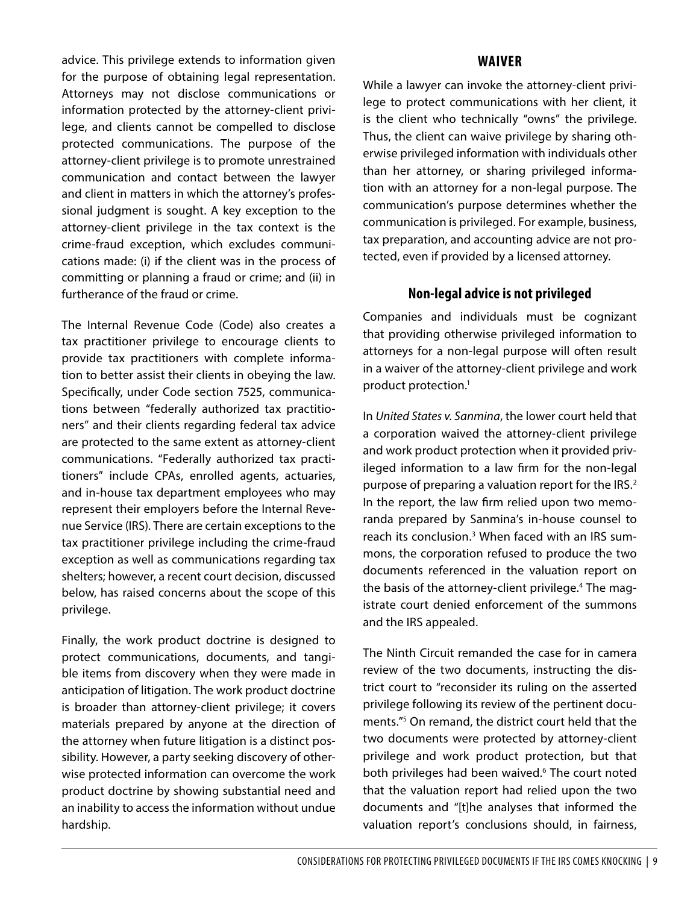advice. This privilege extends to information given for the purpose of obtaining legal representation. Attorneys may not disclose communications or information protected by the attorney-client privilege, and clients cannot be compelled to disclose protected communications. The purpose of the attorney-client privilege is to promote unrestrained communication and contact between the lawyer and client in matters in which the attorney's professional judgment is sought. A key exception to the attorney-client privilege in the tax context is the crime-fraud exception, which excludes communications made: (i) if the client was in the process of committing or planning a fraud or crime; and (ii) in furtherance of the fraud or crime.

The Internal Revenue Code (Code) also creates a tax practitioner privilege to encourage clients to provide tax practitioners with complete information to better assist their clients in obeying the law. Specifically, under Code section 7525, communications between "federally authorized tax practitioners" and their clients regarding federal tax advice are protected to the same extent as attorney-client communications. "Federally authorized tax practitioners" include CPAs, enrolled agents, actuaries, and in-house tax department employees who may represent their employers before the Internal Revenue Service (IRS). There are certain exceptions to the tax practitioner privilege including the crime-fraud exception as well as communications regarding tax shelters; however, a recent court decision, discussed below, has raised concerns about the scope of this privilege.

Finally, the work product doctrine is designed to protect communications, documents, and tangible items from discovery when they were made in anticipation of litigation. The work product doctrine is broader than attorney-client privilege; it covers materials prepared by anyone at the direction of the attorney when future litigation is a distinct possibility. However, a party seeking discovery of otherwise protected information can overcome the work product doctrine by showing substantial need and an inability to access the information without undue hardship.

## WAIVER

While a lawyer can invoke the attorney-client privilege to protect communications with her client, it is the client who technically "owns" the privilege. Thus, the client can waive privilege by sharing otherwise privileged information with individuals other than her attorney, or sharing privileged information with an attorney for a non-legal purpose. The communication's purpose determines whether the communication is privileged. For example, business, tax preparation, and accounting advice are not protected, even if provided by a licensed attorney.

### Non-legal advice is not privileged

Companies and individuals must be cognizant that providing otherwise privileged information to attorneys for a non-legal purpose will often result in a waiver of the attorney-client privilege and work product protection.[1]

In *United States v. Sanmina*, the lower court held that a corporation waived the attorney-client privilege and work product protection when it provided privileged information to a law firm for the non-legal purpose of preparing a valuation report for the IRS.[2] In the report, the law firm relied upon two memoranda prepared by Sanmina's in-house counsel to reach its conclusion.[3] When faced with an IRS summons, the corporation refused to produce the two documents referenced in the valuation report on the basis of the attorney-client privilege.[4] The magistrate court denied enforcement of the summons and the IRS appealed.

The Ninth Circuit remanded the case for in camera review of the two documents, instructing the district court to "reconsider its ruling on the asserted privilege following its review of the pertinent documents."[5] On remand, the district court held that the two documents were protected by attorney-client privilege and work product protection, but that both privileges had been waived.[6] The court noted that the valuation report had relied upon the two documents and "[t]he analyses that informed the valuation report's conclusions should, in fairness,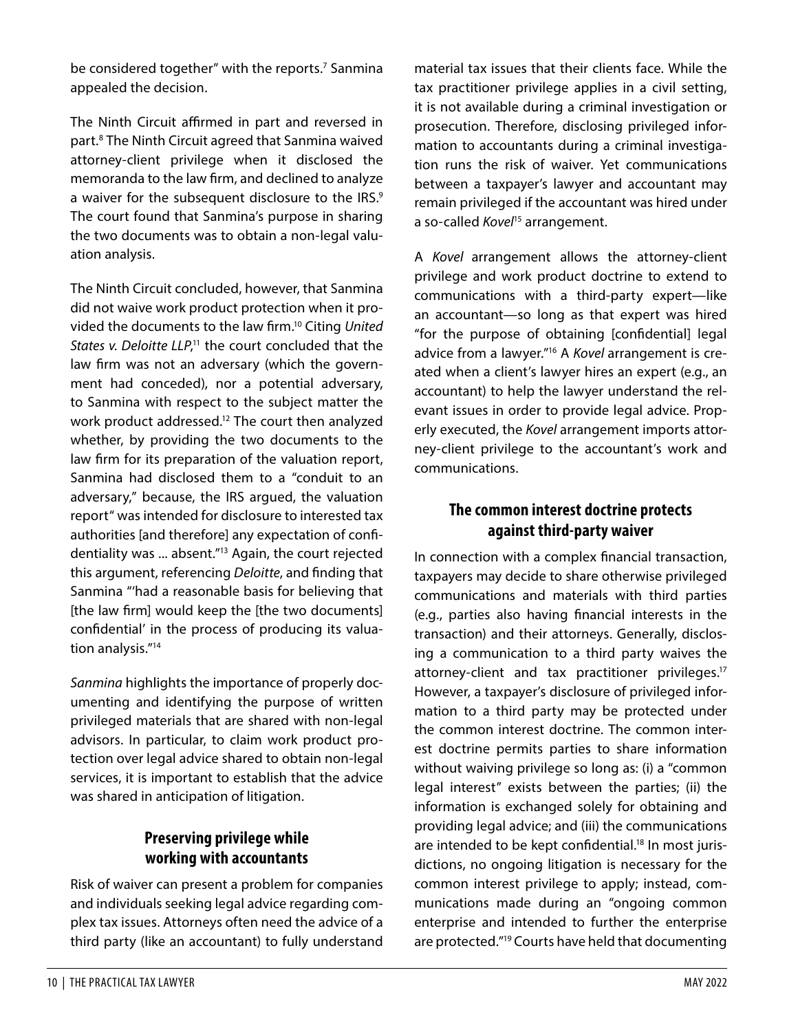be considered together" with the reports.[7] Sanmina appealed the decision.

The Ninth Circuit affirmed in part and reversed in part.[8] The Ninth Circuit agreed that Sanmina waived attorney-client privilege when it disclosed the memoranda to the law firm, and declined to analyze a waiver for the subsequent disclosure to the IRS.[9] The court found that Sanmina's purpose in sharing the two documents was to obtain a non-legal valuation analysis.

The Ninth Circuit concluded, however, that Sanmina did not waive work product protection when it provided the documents to the law firm.[10] Citing *United States v. Deloitte LLP*,[11] the court concluded that the law firm was not an adversary (which the government had conceded), nor a potential adversary, to Sanmina with respect to the subject matter the work product addressed.[12] The court then analyzed whether, by providing the two documents to the law firm for its preparation of the valuation report, Sanmina had disclosed them to a "conduit to an adversary," because, the IRS argued, the valuation report" was intended for disclosure to interested tax authorities [and therefore] any expectation of confidentiality was ... absent."[13] Again, the court rejected this argument, referencing *Deloitte*, and finding that Sanmina "'had a reasonable basis for believing that [the law firm] would keep the [the two documents] confidential' in the process of producing its valuation analysis."[14]

*Sanmina* highlights the importance of properly documenting and identifying the purpose of written privileged materials that are shared with non-legal advisors. In particular, to claim work product protection over legal advice shared to obtain non-legal services, it is important to establish that the advice was shared in anticipation of litigation.

## Preserving privilege while working with accountants

Risk of waiver can present a problem for companies and individuals seeking legal advice regarding complex tax issues. Attorneys often need the advice of a third party (like an accountant) to fully understand material tax issues that their clients face. While the tax practitioner privilege applies in a civil setting, it is not available during a criminal investigation or prosecution. Therefore, disclosing privileged information to accountants during a criminal investigation runs the risk of waiver. Yet communications between a taxpayer's lawyer and accountant may remain privileged if the accountant was hired under a so-called *Kovel*[15] arrangement.

A *Kovel* arrangement allows the attorney-client privilege and work product doctrine to extend to communications with a third-party expert—like an accountant—so long as that expert was hired "for the purpose of obtaining [confidential] legal advice from a lawyer."[16] A *Kovel* arrangement is created when a client's lawyer hires an expert (e.g., an accountant) to help the lawyer understand the relevant issues in order to provide legal advice. Properly executed, the *Kovel* arrangement imports attorney-client privilege to the accountant's work and communications.

## The common interest doctrine protects against third-party waiver

In connection with a complex financial transaction, taxpayers may decide to share otherwise privileged communications and materials with third parties (e.g., parties also having financial interests in the transaction) and their attorneys. Generally, disclosing a communication to a third party waives the attorney-client and tax practitioner privileges.[17] However, a taxpayer's disclosure of privileged information to a third party may be protected under the common interest doctrine. The common interest doctrine permits parties to share information without waiving privilege so long as: (i) a "common legal interest" exists between the parties; (ii) the information is exchanged solely for obtaining and providing legal advice; and (iii) the communications are intended to be kept confidential.[18] In most jurisdictions, no ongoing litigation is necessary for the common interest privilege to apply; instead, communications made during an "ongoing common enterprise and intended to further the enterprise are protected."[19] Courts have held that documenting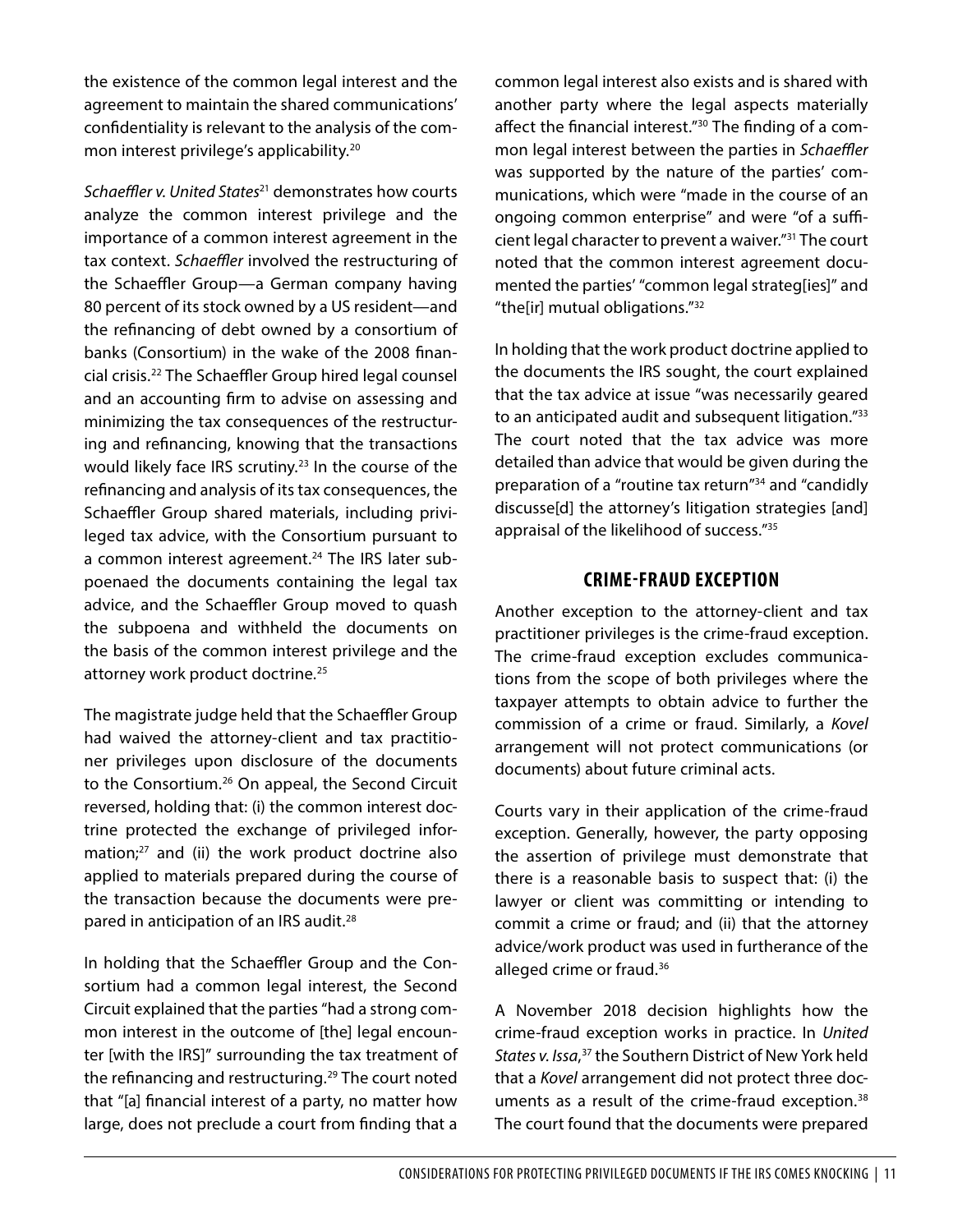the existence of the common legal interest and the agreement to maintain the shared communications' confidentiality is relevant to the analysis of the common interest privilege's applicability.[20]

*Schaeffler v. United States*[21] demonstrates how courts analyze the common interest privilege and the importance of a common interest agreement in the tax context. *Schaeffler* involved the restructuring of the Schaeffler Group—a German company having 80 percent of its stock owned by a US resident—and the refinancing of debt owned by a consortium of banks (Consortium) in the wake of the 2008 financial crisis.[22] The Schaeffler Group hired legal counsel and an accounting firm to advise on assessing and minimizing the tax consequences of the restructuring and refinancing, knowing that the transactions would likely face IRS scrutiny.[23] In the course of the refinancing and analysis of its tax consequences, the Schaeffler Group shared materials, including privileged tax advice, with the Consortium pursuant to a common interest agreement.[24] The IRS later subpoenaed the documents containing the legal tax advice, and the Schaeffler Group moved to quash the subpoena and withheld the documents on the basis of the common interest privilege and the attorney work product doctrine.[25]

The magistrate judge held that the Schaeffler Group had waived the attorney-client and tax practitioner privileges upon disclosure of the documents to the Consortium.[26] On appeal, the Second Circuit reversed, holding that: (i) the common interest doctrine protected the exchange of privileged information;[27] and (ii) the work product doctrine also applied to materials prepared during the course of the transaction because the documents were prepared in anticipation of an IRS audit.[28]

In holding that the Schaeffler Group and the Consortium had a common legal interest, the Second Circuit explained that the parties "had a strong common interest in the outcome of [the] legal encounter [with the IRS]" surrounding the tax treatment of the refinancing and restructuring.[29] The court noted that "[a] financial interest of a party, no matter how large, does not preclude a court from finding that a common legal interest also exists and is shared with another party where the legal aspects materially affect the financial interest."[30] The finding of a common legal interest between the parties in *Schaeffler* was supported by the nature of the parties' communications, which were "made in the course of an ongoing common enterprise" and were "of a sufficient legal character to prevent a waiver."[31] The court noted that the common interest agreement documented the parties' "common legal strateg[ies]" and "the[ir] mutual obligations."[32]

In holding that the work product doctrine applied to the documents the IRS sought, the court explained that the tax advice at issue "was necessarily geared to an anticipated audit and subsequent litigation."[33] The court noted that the tax advice was more detailed than advice that would be given during the preparation of a "routine tax return"[34] and "candidly discusse[d] the attorney's litigation strategies [and] appraisal of the likelihood of success."[35]

## CRIME-FRAUD EXCEPTION

Another exception to the attorney-client and tax practitioner privileges is the crime-fraud exception. The crime-fraud exception excludes communications from the scope of both privileges where the taxpayer attempts to obtain advice to further the commission of a crime or fraud. Similarly, a *Kovel* arrangement will not protect communications (or documents) about future criminal acts.

Courts vary in their application of the crime-fraud exception. Generally, however, the party opposing the assertion of privilege must demonstrate that there is a reasonable basis to suspect that: (i) the lawyer or client was committing or intending to commit a crime or fraud; and (ii) that the attorney advice/work product was used in furtherance of the alleged crime or fraud.[36]

A November 2018 decision highlights how the crime-fraud exception works in practice. In *United States v. Issa*,[37] the Southern District of New York held that a *Kovel* arrangement did not protect three documents as a result of the crime-fraud exception.[38] The court found that the documents were prepared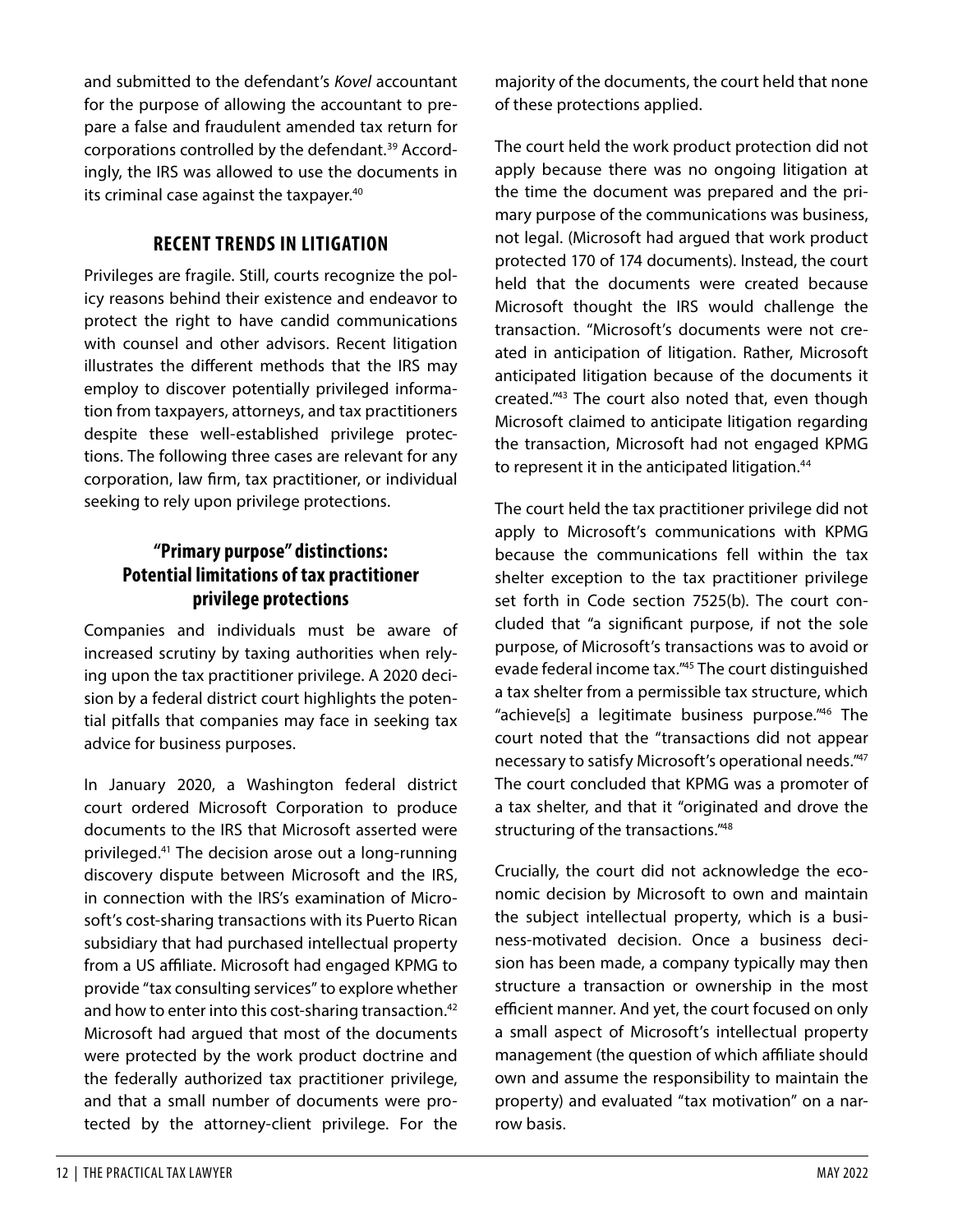and submitted to the defendant's *Kovel* accountant for the purpose of allowing the accountant to prepare a false and fraudulent amended tax return for corporations controlled by the defendant.[39] Accordingly, the IRS was allowed to use the documents in its criminal case against the taxpayer.[40]

## RECENT TRENDS IN LITIGATION

Privileges are fragile. Still, courts recognize the policy reasons behind their existence and endeavor to protect the right to have candid communications with counsel and other advisors. Recent litigation illustrates the different methods that the IRS may employ to discover potentially privileged information from taxpayers, attorneys, and tax practitioners despite these well-established privilege protections. The following three cases are relevant for any corporation, law firm, tax practitioner, or individual seeking to rely upon privilege protections.

### "Primary purpose" distinctions: Potential limitations of tax practitioner privilege protections

Companies and individuals must be aware of increased scrutiny by taxing authorities when relying upon the tax practitioner privilege. A 2020 decision by a federal district court highlights the potential pitfalls that companies may face in seeking tax advice for business purposes.

In January 2020, a Washington federal district court ordered Microsoft Corporation to produce documents to the IRS that Microsoft asserted were privileged.[41] The decision arose out a long-running discovery dispute between Microsoft and the IRS, in connection with the IRS's examination of Microsoft's cost-sharing transactions with its Puerto Rican subsidiary that had purchased intellectual property from a US affiliate. Microsoft had engaged KPMG to provide "tax consulting services" to explore whether and how to enter into this cost-sharing transaction.[42] Microsoft had argued that most of the documents were protected by the work product doctrine and the federally authorized tax practitioner privilege, and that a small number of documents were protected by the attorney-client privilege. For the majority of the documents, the court held that none of these protections applied.

The court held the work product protection did not apply because there was no ongoing litigation at the time the document was prepared and the primary purpose of the communications was business, not legal. (Microsoft had argued that work product protected 170 of 174 documents). Instead, the court held that the documents were created because Microsoft thought the IRS would challenge the transaction. "Microsoft's documents were not created in anticipation of litigation. Rather, Microsoft anticipated litigation because of the documents it created."[43] The court also noted that, even though Microsoft claimed to anticipate litigation regarding the transaction, Microsoft had not engaged KPMG to represent it in the anticipated litigation.[44]

The court held the tax practitioner privilege did not apply to Microsoft's communications with KPMG because the communications fell within the tax shelter exception to the tax practitioner privilege set forth in Code section 7525(b). The court concluded that "a significant purpose, if not the sole purpose, of Microsoft's transactions was to avoid or evade federal income tax."[45] The court distinguished a tax shelter from a permissible tax structure, which "achieve[s] a legitimate business purpose."[46] The court noted that the "transactions did not appear necessary to satisfy Microsoft's operational needs."[47] The court concluded that KPMG was a promoter of a tax shelter, and that it "originated and drove the structuring of the transactions."[48]

Crucially, the court did not acknowledge the economic decision by Microsoft to own and maintain the subject intellectual property, which is a business-motivated decision. Once a business decision has been made, a company typically may then structure a transaction or ownership in the most efficient manner. And yet, the court focused on only a small aspect of Microsoft's intellectual property management (the question of which affiliate should own and assume the responsibility to maintain the property) and evaluated "tax motivation" on a narrow basis.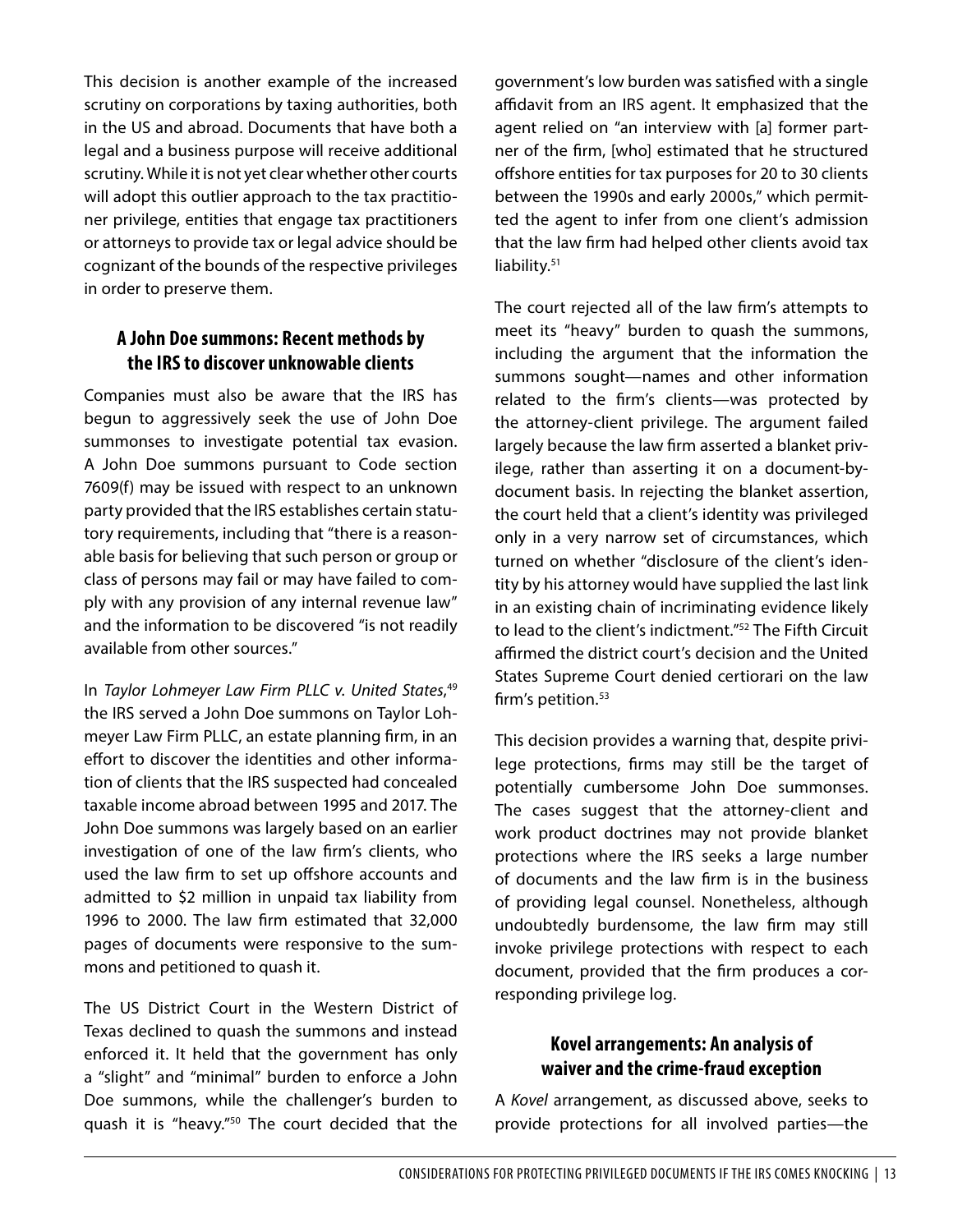This decision is another example of the increased scrutiny on corporations by taxing authorities, both in the US and abroad. Documents that have both a legal and a business purpose will receive additional scrutiny. While it is not yet clear whether other courts will adopt this outlier approach to the tax practitioner privilege, entities that engage tax practitioners or attorneys to provide tax or legal advice should be cognizant of the bounds of the respective privileges in order to preserve them.

## A John Doe summons: Recent methods by the IRS to discover unknowable clients

Companies must also be aware that the IRS has begun to aggressively seek the use of John Doe summonses to investigate potential tax evasion. A John Doe summons pursuant to Code section 7609(f) may be issued with respect to an unknown party provided that the IRS establishes certain statutory requirements, including that "there is a reasonable basis for believing that such person or group or class of persons may fail or may have failed to comply with any provision of any internal revenue law" and the information to be discovered "is not readily available from other sources."

In *Taylor Lohmeyer Law Firm PLLC v. United States*,[49] the IRS served a John Doe summons on Taylor Lohmeyer Law Firm PLLC, an estate planning firm, in an effort to discover the identities and other information of clients that the IRS suspected had concealed taxable income abroad between 1995 and 2017. The John Doe summons was largely based on an earlier investigation of one of the law firm's clients, who used the law firm to set up offshore accounts and admitted to $2 million in unpaid tax liability from 1996 to 2000. The law firm estimated that 32,000 pages of documents were responsive to the summons and petitioned to quash it.

The US District Court in the Western District of Texas declined to quash the summons and instead enforced it. It held that the government has only a "slight" and "minimal" burden to enforce a John Doe summons, while the challenger's burden to quash it is "heavy."[50] The court decided that the government's low burden was satisfied with a single affidavit from an IRS agent. It emphasized that the agent relied on "an interview with [a] former partner of the firm, [who] estimated that he structured offshore entities for tax purposes for 20 to 30 clients between the 1990s and early 2000s," which permitted the agent to infer from one client's admission that the law firm had helped other clients avoid tax liability.[51]

The court rejected all of the law firm's attempts to meet its "heavy" burden to quash the summons, including the argument that the information the summons sought—names and other information related to the firm's clients—was protected by the attorney-client privilege. The argument failed largely because the law firm asserted a blanket privilege, rather than asserting it on a document-by-document basis. In rejecting the blanket assertion, the court held that a client's identity was privileged only in a very narrow set of circumstances, which turned on whether "disclosure of the client's identity by his attorney would have supplied the last link in an existing chain of incriminating evidence likely to lead to the client's indictment."[52] The Fifth Circuit affirmed the district court's decision and the United States Supreme Court denied certiorari on the law firm's petition.[53]

This decision provides a warning that, despite privilege protections, firms may still be the target of potentially cumbersome John Doe summonses. The cases suggest that the attorney-client and work product doctrines may not provide blanket protections where the IRS seeks a large number of documents and the law firm is in the business of providing legal counsel. Nonetheless, although undoubtedly burdensome, the law firm may still invoke privilege protections with respect to each document, provided that the firm produces a corresponding privilege log.

## Kovel arrangements: An analysis of waiver and the crime-fraud exception

A *Kovel* arrangement, as discussed above, seeks to provide protections for all involved parties—the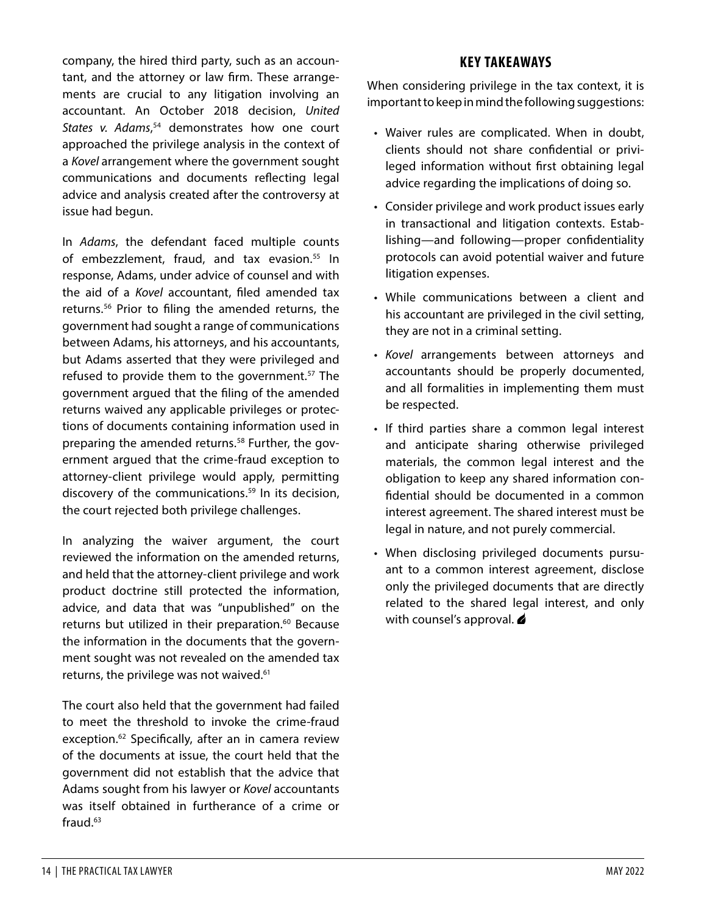company, the hired third party, such as an accountant, and the attorney or law firm. These arrangements are crucial to any litigation involving an accountant. An October 2018 decision, *United States v. Adams*,[54] demonstrates how one court approached the privilege analysis in the context of a *Kovel* arrangement where the government sought communications and documents reflecting legal advice and analysis created after the controversy at issue had begun.

In *Adams*, the defendant faced multiple counts of embezzlement, fraud, and tax evasion.[55] In response, Adams, under advice of counsel and with the aid of a *Kovel* accountant, filed amended tax returns.[56] Prior to filing the amended returns, the government had sought a range of communications between Adams, his attorneys, and his accountants, but Adams asserted that they were privileged and refused to provide them to the government.[57] The government argued that the filing of the amended returns waived any applicable privileges or protections of documents containing information used in preparing the amended returns.[58] Further, the government argued that the crime-fraud exception to attorney-client privilege would apply, permitting discovery of the communications.[59] In its decision, the court rejected both privilege challenges.

In analyzing the waiver argument, the court reviewed the information on the amended returns, and held that the attorney-client privilege and work product doctrine still protected the information, advice, and data that was "unpublished" on the returns but utilized in their preparation.[60] Because the information in the documents that the government sought was not revealed on the amended tax returns, the privilege was not waived.[61]

The court also held that the government had failed to meet the threshold to invoke the crime-fraud exception.[62] Specifically, after an in camera review of the documents at issue, the court held that the government did not establish that the advice that Adams sought from his lawyer or *Kovel* accountants was itself obtained in furtherance of a crime or fraud.[63]

## KEY TAKEAWAYS

When considering privilege in the tax context, it is important to keep in mind the following suggestions:

- Waiver rules are complicated. When in doubt, clients should not share confidential or privileged information without first obtaining legal advice regarding the implications of doing so.
- Consider privilege and work product issues early in transactional and litigation contexts. Establishing—and following—proper confidentiality protocols can avoid potential waiver and future litigation expenses.
- While communications between a client and his accountant are privileged in the civil setting, they are not in a criminal setting.
- *Kovel* arrangements between attorneys and accountants should be properly documented, and all formalities in implementing them must be respected.
- If third parties share a common legal interest and anticipate sharing otherwise privileged materials, the common legal interest and the obligation to keep any shared information confidential should be documented in a common interest agreement. The shared interest must be legal in nature, and not purely commercial.
- When disclosing privileged documents pursuant to a common interest agreement, disclose only the privileged documents that are directly related to the shared legal interest, and only with counsel's approval.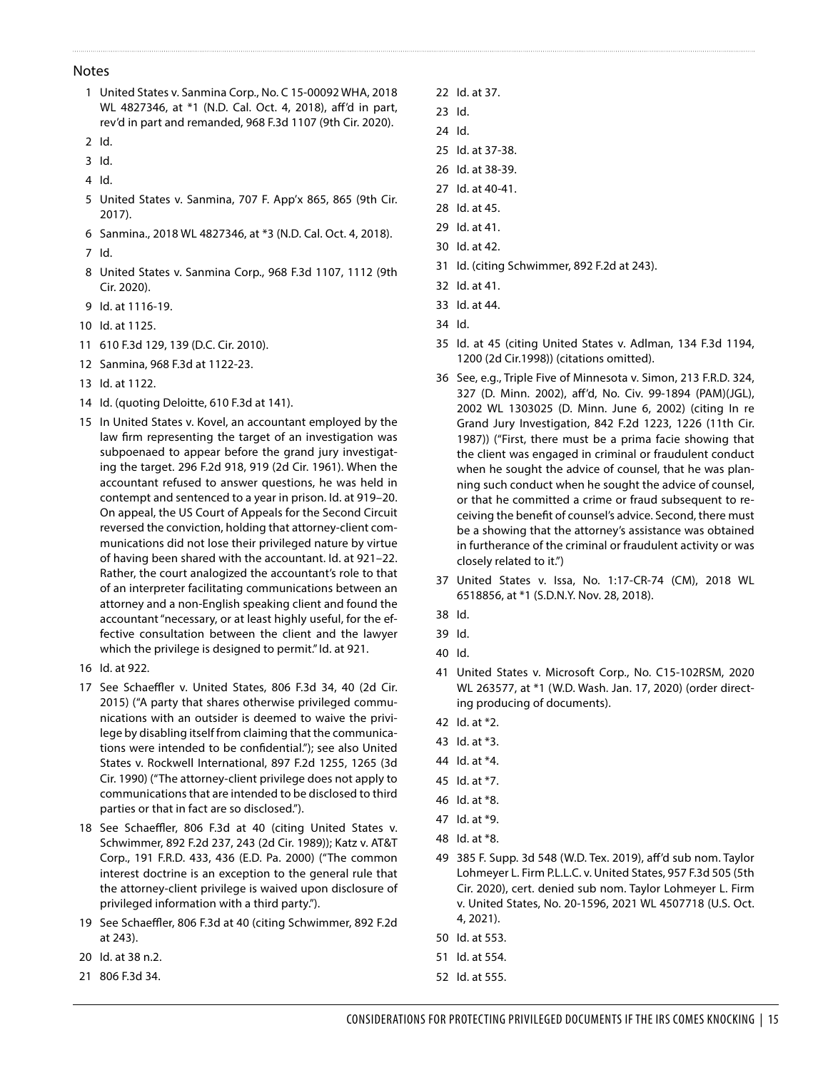## Notes

1 United States v. Sanmina Corp., No. C 15-00092 WHA, 2018 WL 4827346, at *1 (N.D. Cal. Oct. 4, 2018), aff'd in part, rev'd in part and remanded, 968 F.3d 1107 (9th Cir. 2020).

2 Id.

3 Id.

4 Id.

5 United States v. Sanmina, 707 F. App'x 865, 865 (9th Cir. 2017).

6 Sanmina., 2018 WL 4827346, at *3 (N.D. Cal. Oct. 4, 2018).

7 Id.

8 United States v. Sanmina Corp., 968 F.3d 1107, 1112 (9th Cir. 2020).

9 Id. at 1116-19.

10 Id. at 1125.

11 610 F.3d 129, 139 (D.C. Cir. 2010).

12 Sanmina, 968 F.3d at 1122-23.

13 Id. at 1122.

14 Id. (quoting Deloitte, 610 F.3d at 141).

15 In United States v. Kovel, an accountant employed by the law firm representing the target of an investigation was subpoenaed to appear before the grand jury investigating the target. 296 F.2d 918, 919 (2d Cir. 1961). When the accountant refused to answer questions, he was held in contempt and sentenced to a year in prison. Id. at 919–20. On appeal, the US Court of Appeals for the Second Circuit reversed the conviction, holding that attorney-client communications did not lose their privileged nature by virtue of having been shared with the accountant. Id. at 921–22. Rather, the court analogized the accountant's role to that of an interpreter facilitating communications between an attorney and a non-English speaking client and found the accountant "necessary, or at least highly useful, for the effective consultation between the client and the lawyer which the privilege is designed to permit." Id. at 921.

16 Id. at 922.

17 See Schaeffler v. United States, 806 F.3d 34, 40 (2d Cir. 2015) ("A party that shares otherwise privileged communications with an outsider is deemed to waive the privilege by disabling itself from claiming that the communications were intended to be confidential."); see also United States v. Rockwell International, 897 F.2d 1255, 1265 (3d Cir. 1990) ("The attorney-client privilege does not apply to communications that are intended to be disclosed to third parties or that in fact are so disclosed.").

18 See Schaeffler, 806 F.3d at 40 (citing United States v. Schwimmer, 892 F.2d 237, 243 (2d Cir. 1989)); Katz v. AT&T Corp., 191 F.R.D. 433, 436 (E.D. Pa. 2000) ("The common interest doctrine is an exception to the general rule that the attorney-client privilege is waived upon disclosure of privileged information with a third party.").

19 See Schaeffler, 806 F.3d at 40 (citing Schwimmer, 892 F.2d at 243).

20 Id. at 38 n.2.

21 806 F.3d 34.

22 Id. at 37.

23 Id.

24 Id.

25 Id. at 37-38.

26 Id. at 38-39.

27 Id. at 40-41.

28 Id. at 45.

29 Id. at 41.

30 Id. at 42.

31 Id. (citing Schwimmer, 892 F.2d at 243).

32 Id. at 41.

33 Id. at 44.

34 Id.

35 Id. at 45 (citing United States v. Adlman, 134 F.3d 1194, 1200 (2d Cir.1998)) (citations omitted).

36 See, e.g., Triple Five of Minnesota v. Simon, 213 F.R.D. 324, 327 (D. Minn. 2002), aff'd, No. Civ. 99-1894 (PAM)(JGL), 2002 WL 1303025 (D. Minn. June 6, 2002) (citing In re Grand Jury Investigation, 842 F.2d 1223, 1226 (11th Cir. 1987)) ("First, there must be a prima facie showing that the client was engaged in criminal or fraudulent conduct when he sought the advice of counsel, that he was planning such conduct when he sought the advice of counsel, or that he committed a crime or fraud subsequent to receiving the benefit of counsel's advice. Second, there must be a showing that the attorney's assistance was obtained in furtherance of the criminal or fraudulent activity or was closely related to it.")

37 United States v. Issa, No. 1:17-CR-74 (CM), 2018 WL 6518856, at *1 (S.D.N.Y. Nov. 28, 2018).

38 Id.

39 Id.

40 Id.

41 United States v. Microsoft Corp., No. C15-102RSM, 2020 WL 263577, at *1 (W.D. Wash. Jan. 17, 2020) (order directing producing of documents).

42 Id. at *2.

43 Id. at *3.

44 Id. at *4.

45 Id. at *7.

46 Id. at *8.

47 Id. at *9.

48 Id. at *8.

49 385 F. Supp. 3d 548 (W.D. Tex. 2019), aff'd sub nom. Taylor Lohmeyer L. Firm P.L.L.C. v. United States, 957 F.3d 505 (5th Cir. 2020), cert. denied sub nom. Taylor Lohmeyer L. Firm v. United States, No. 20-1596, 2021 WL 4507718 (U.S. Oct. 4, 2021).

50 Id. at 553.

51 Id. at 554.

52 Id. at 555.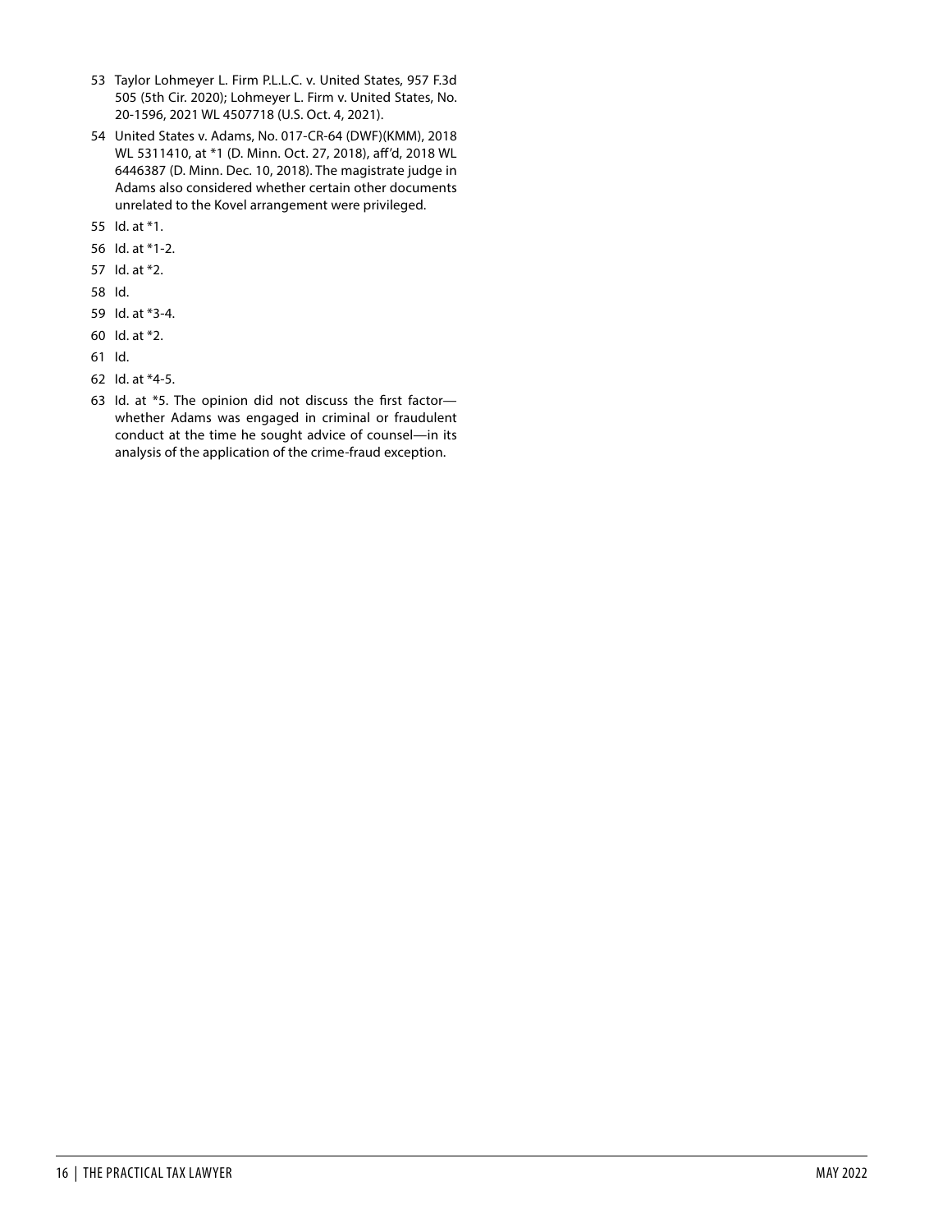53 Taylor Lohmeyer L. Firm P.L.L.C. v. United States, 957 F.3d 505 (5th Cir. 2020); Lohmeyer L. Firm v. United States, No. 20-1596, 2021 WL 4507718 (U.S. Oct. 4, 2021).

54 United States v. Adams, No. 017-CR-64 (DWF)(KMM), 2018 WL 5311410, at *1 (D. Minn. Oct. 27, 2018), aff'd, 2018 WL 6446387 (D. Minn. Dec. 10, 2018). The magistrate judge in Adams also considered whether certain other documents unrelated to the Kovel arrangement were privileged.

55 Id. at *1.

56 Id. at *1-2.

57 Id. at *2.

58 Id.

59 Id. at *3-4.

60 Id. at *2.

61 Id.

62 Id. at *4-5.

63 Id. at *5. The opinion did not discuss the first factor—whether Adams was engaged in criminal or fraudulent conduct at the time he sought advice of counsel—in its analysis of the application of the crime-fraud exception.